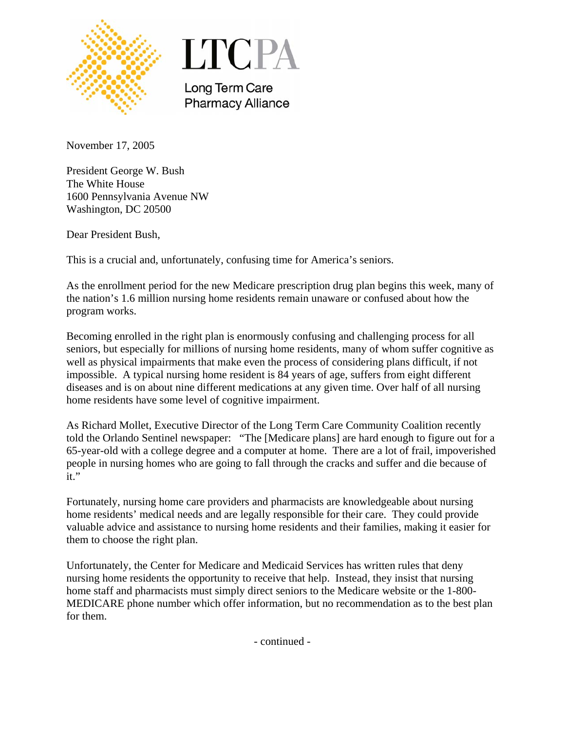LTCPA

Long Term Care Pharmacy Alliance

November 17, 2005

President George W. Bush  
The White House  
1600 Pennsylvania Avenue NW  
Washington, DC 20500

Dear President Bush,

This is a crucial and, unfortunately, confusing time for America's seniors.

As the enrollment period for the new Medicare prescription drug plan begins this week, many of the nation's 1.6 million nursing home residents remain unaware or confused about how the program works.

Becoming enrolled in the right plan is enormously confusing and challenging process for all seniors, but especially for millions of nursing home residents, many of whom suffer cognitive as well as physical impairments that make even the process of considering plans difficult, if not impossible. A typical nursing home resident is 84 years of age, suffers from eight different diseases and is on about nine different medications at any given time. Over half of all nursing home residents have some level of cognitive impairment.

As Richard Mollet, Executive Director of the Long Term Care Community Coalition recently told the Orlando Sentinel newspaper: "The [Medicare plans] are hard enough to figure out for a 65-year-old with a college degree and a computer at home. There are a lot of frail, impoverished people in nursing homes who are going to fall through the cracks and suffer and die because of it."

Fortunately, nursing home care providers and pharmacists are knowledgeable about nursing home residents' medical needs and are legally responsible for their care. They could provide valuable advice and assistance to nursing home residents and their families, making it easier for them to choose the right plan.

Unfortunately, the Center for Medicare and Medicaid Services has written rules that deny nursing home residents the opportunity to receive that help. Instead, they insist that nursing home staff and pharmacists must simply direct seniors to the Medicare website or the 1-800-MEDICARE phone number which offer information, but no recommendation as to the best plan for them.

- continued -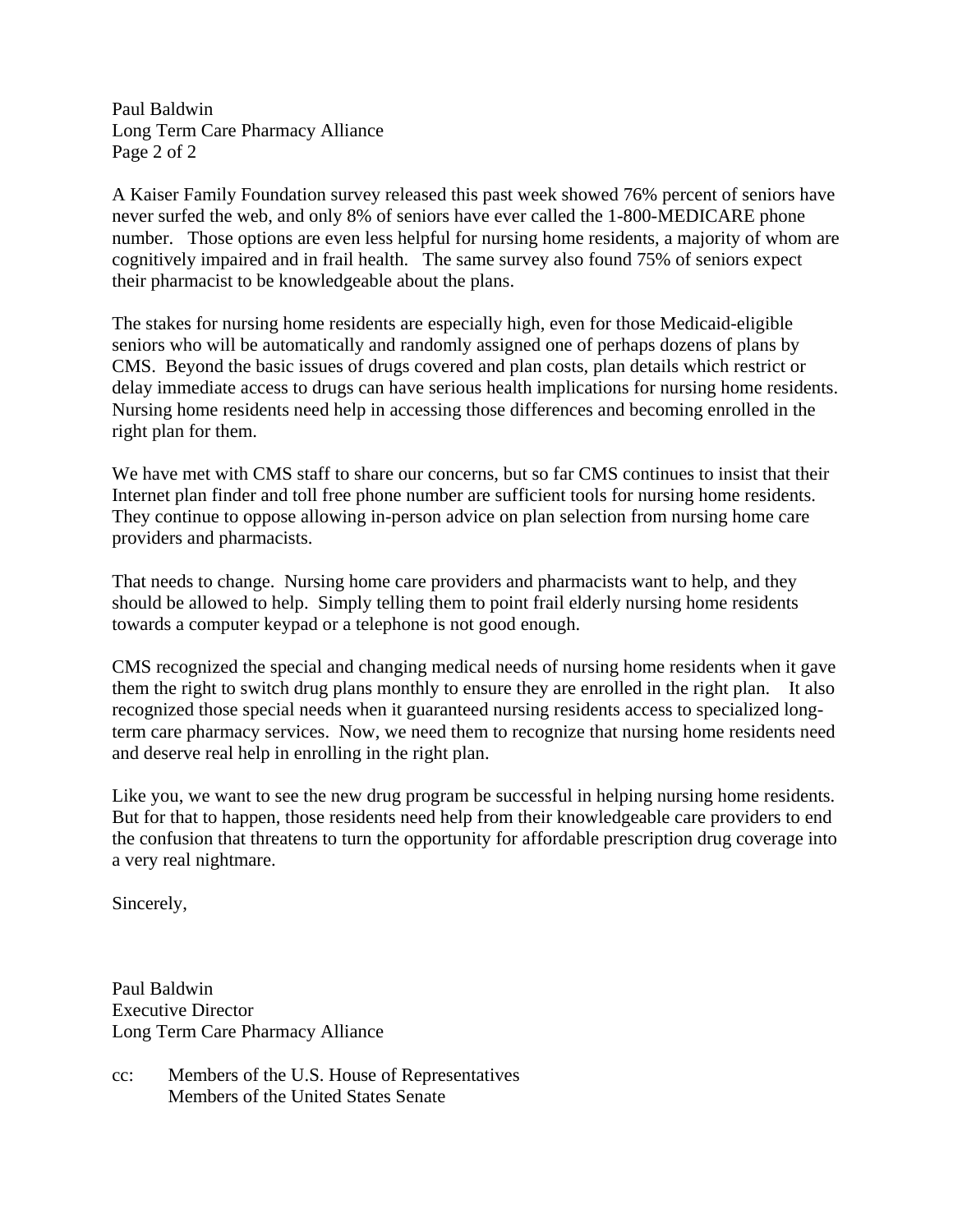A Kaiser Family Foundation survey released this past week showed 76% percent of seniors have never surfed the web, and only 8% of seniors have ever called the 1-800-MEDICARE phone number. Those options are even less helpful for nursing home residents, a majority of whom are cognitively impaired and in frail health. The same survey also found 75% of seniors expect their pharmacist to be knowledgeable about the plans.

The stakes for nursing home residents are especially high, even for those Medicaid-eligible seniors who will be automatically and randomly assigned one of perhaps dozens of plans by CMS. Beyond the basic issues of drugs covered and plan costs, plan details which restrict or delay immediate access to drugs can have serious health implications for nursing home residents. Nursing home residents need help in accessing those differences and becoming enrolled in the right plan for them.

We have met with CMS staff to share our concerns, but so far CMS continues to insist that their Internet plan finder and toll free phone number are sufficient tools for nursing home residents. They continue to oppose allowing in-person advice on plan selection from nursing home care providers and pharmacists.

That needs to change. Nursing home care providers and pharmacists want to help, and they should be allowed to help. Simply telling them to point frail elderly nursing home residents towards a computer keypad or a telephone is not good enough.

CMS recognized the special and changing medical needs of nursing home residents when it gave them the right to switch drug plans monthly to ensure they are enrolled in the right plan. It also recognized those special needs when it guaranteed nursing residents access to specialized long-term care pharmacy services. Now, we need them to recognize that nursing home residents need and deserve real help in enrolling in the right plan.

Like you, we want to see the new drug program be successful in helping nursing home residents. But for that to happen, those residents need help from their knowledgeable care providers to end the confusion that threatens to turn the opportunity for affordable prescription drug coverage into a very real nightmare.

Sincerely,

Paul Baldwin
Executive Director
Long Term Care Pharmacy Alliance

cc: Members of the U.S. House of Representatives
Members of the United States Senate